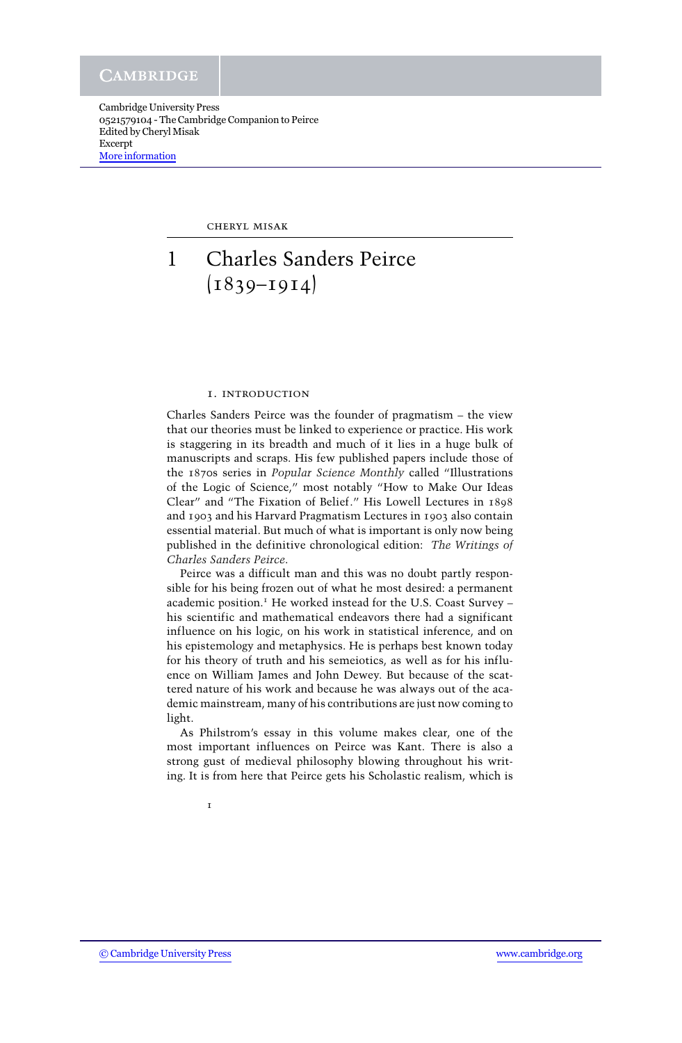CHERYL MISAK

# 1 Charles Sanders Peirce (1839–1914)

## 1. INTRODUCTION

Charles Sanders Peirce was the founder of pragmatism – the view that our theories must be linked to experience or practice. His work is staggering in its breadth and much of it lies in a huge bulk of manuscripts and scraps. His few published papers include those of the 1870s series in *Popular Science Monthly* called "Illustrations of the Logic of Science," most notably "How to Make Our Ideas Clear" and "The Fixation of Belief." His Lowell Lectures in 1898 and 1903 and his Harvard Pragmatism Lectures in 1903 also contain essential material. But much of what is important is only now being published in the definitive chronological edition: *The Writings of Charles Sanders Peirce.*

Peirce was a difficult man and this was no doubt partly responsible for his being frozen out of what he most desired: a permanent academic position.[1] He worked instead for the U.S. Coast Survey – his scientific and mathematical endeavors there had a significant influence on his logic, on his work in statistical inference, and on his epistemology and metaphysics. He is perhaps best known today for his theory of truth and his semeiotics, as well as for his influence on William James and John Dewey. But because of the scattered nature of his work and because he was always out of the academic mainstream, many of his contributions are just now coming to light.

As Philstrom's essay in this volume makes clear, one of the most important influences on Peirce was Kant. There is also a strong gust of medieval philosophy blowing throughout his writing. It is from here that Peirce gets his Scholastic realism, which is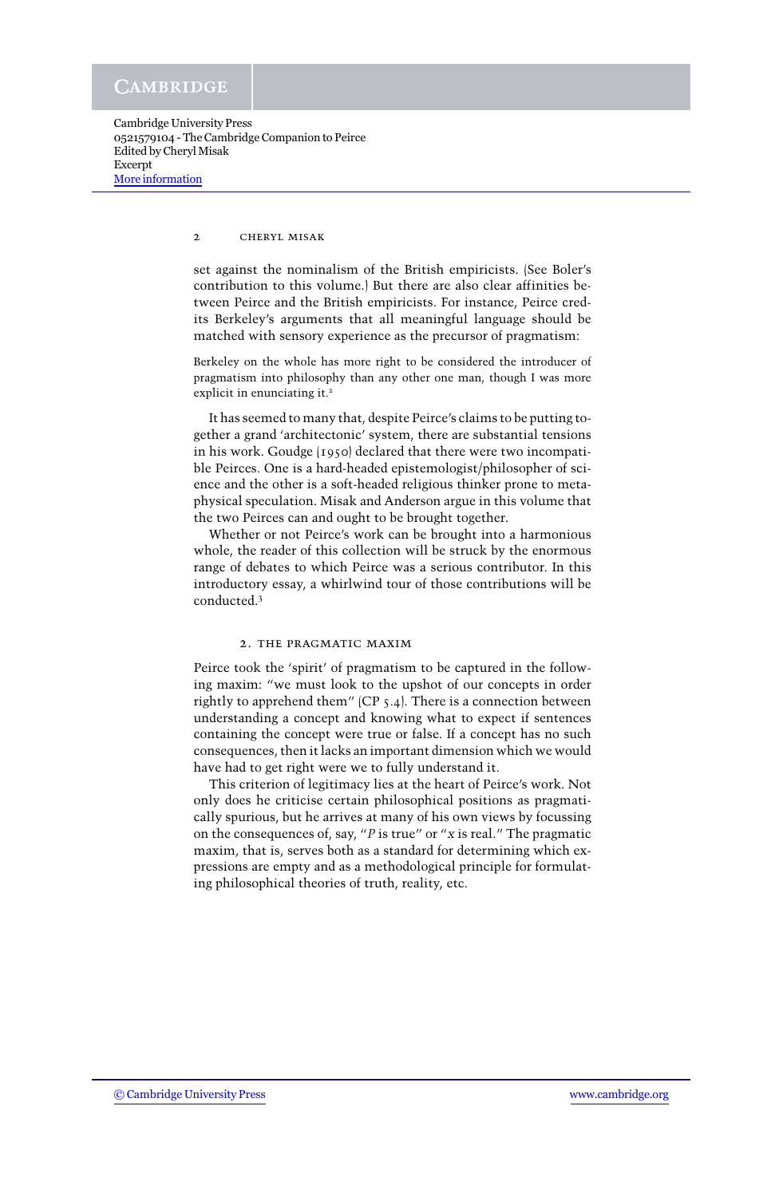set against the nominalism of the British empiricists. (See Boler's contribution to this volume.) But there are also clear affinities between Peirce and the British empiricists. For instance, Peirce credits Berkeley's arguments that all meaningful language should be matched with sensory experience as the precursor of pragmatism:

> Berkeley on the whole has more right to be considered the introducer of pragmatism into philosophy than any other one man, though I was more explicit in enunciating it.[2]

It has seemed to many that, despite Peirce's claims to be putting together a grand 'architectonic' system, there are substantial tensions in his work. Goudge (1950) declared that there were two incompatible Peirces. One is a hard-headed epistemologist/philosopher of science and the other is a soft-headed religious thinker prone to metaphysical speculation. Misak and Anderson argue in this volume that the two Peirces can and ought to be brought together.

Whether or not Peirce's work can be brought into a harmonious whole, the reader of this collection will be struck by the enormous range of debates to which Peirce was a serious contributor. In this introductory essay, a whirlwind tour of those contributions will be conducted.[3]

## 2. The Pragmatic Maxim

Peirce took the 'spirit' of pragmatism to be captured in the following maxim: "we must look to the upshot of our concepts in order rightly to apprehend them" (CP 5.4). There is a connection between understanding a concept and knowing what to expect if sentences containing the concept were true or false. If a concept has no such consequences, then it lacks an important dimension which we would have had to get right were we to fully understand it.

This criterion of legitimacy lies at the heart of Peirce's work. Not only does he criticise certain philosophical positions as pragmatically spurious, but he arrives at many of his own views by focussing on the consequences of, say, "*P* is true" or "*x* is real." The pragmatic maxim, that is, serves both as a standard for determining which expressions are empty and as a methodological principle for formulating philosophical theories of truth, reality, etc.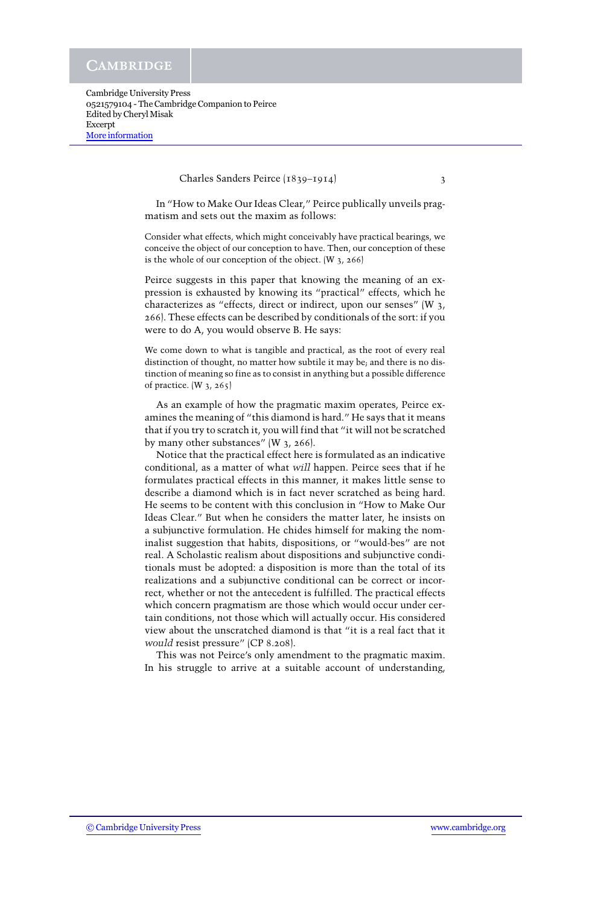In "How to Make Our Ideas Clear," Peirce publically unveils pragmatism and sets out the maxim as follows:

> Consider what effects, which might conceivably have practical bearings, we conceive the object of our conception to have. Then, our conception of these is the whole of our conception of the object. (W 3, 266)

Peirce suggests in this paper that knowing the meaning of an expression is exhausted by knowing its "practical" effects, which he characterizes as "effects, direct or indirect, upon our senses" (W 3, 266). These effects can be described by conditionals of the sort: if you were to do A, you would observe B. He says:

> We come down to what is tangible and practical, as the root of every real distinction of thought, no matter how subtile it may be; and there is no distinction of meaning so fine as to consist in anything but a possible difference of practice. (W 3, 265)

As an example of how the pragmatic maxim operates, Peirce examines the meaning of "this diamond is hard." He says that it means that if you try to scratch it, you will find that "it will not be scratched by many other substances" (W 3, 266).

Notice that the practical effect here is formulated as an indicative conditional, as a matter of what *will* happen. Peirce sees that if he formulates practical effects in this manner, it makes little sense to describe a diamond which is in fact never scratched as being hard. He seems to be content with this conclusion in "How to Make Our Ideas Clear." But when he considers the matter later, he insists on a subjunctive formulation. He chides himself for making the nominalist suggestion that habits, dispositions, or "would-bes" are not real. A Scholastic realism about dispositions and subjunctive conditionals must be adopted: a disposition is more than the total of its realizations and a subjunctive conditional can be correct or incorrect, whether or not the antecedent is fulfilled. The practical effects which concern pragmatism are those which would occur under certain conditions, not those which will actually occur. His considered view about the unscratched diamond is that "it is a real fact that it *would* resist pressure" (CP 8.208).

This was not Peirce's only amendment to the pragmatic maxim. In his struggle to arrive at a suitable account of understanding,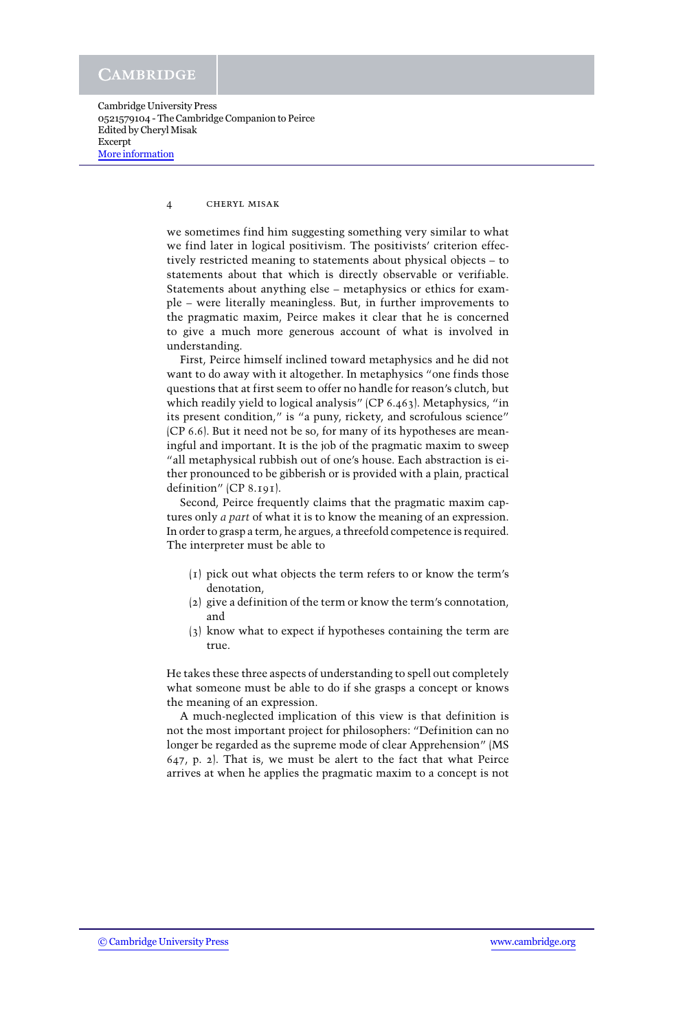we sometimes find him suggesting something very similar to what we find later in logical positivism. The positivists' criterion effectively restricted meaning to statements about physical objects – to statements about that which is directly observable or verifiable. Statements about anything else – metaphysics or ethics for example – were literally meaningless. But, in further improvements to the pragmatic maxim, Peirce makes it clear that he is concerned to give a much more generous account of what is involved in understanding.

First, Peirce himself inclined toward metaphysics and he did not want to do away with it altogether. In metaphysics "one finds those questions that at first seem to offer no handle for reason's clutch, but which readily yield to logical analysis" (CP 6.463). Metaphysics, "in its present condition," is "a puny, rickety, and scrofulous science" (CP 6.6). But it need not be so, for many of its hypotheses are meaningful and important. It is the job of the pragmatic maxim to sweep "all metaphysical rubbish out of one's house. Each abstraction is either pronounced to be gibberish or is provided with a plain, practical definition" (CP 8.191).

Second, Peirce frequently claims that the pragmatic maxim captures only *a part* of what it is to know the meaning of an expression. In order to grasp a term, he argues, a threefold competence is required. The interpreter must be able to

(1) pick out what objects the term refers to or know the term's denotation,
(2) give a definition of the term or know the term's connotation, and
(3) know what to expect if hypotheses containing the term are true.

He takes these three aspects of understanding to spell out completely what someone must be able to do if she grasps a concept or knows the meaning of an expression.

A much-neglected implication of this view is that definition is not the most important project for philosophers: "Definition can no longer be regarded as the supreme mode of clear Apprehension" (MS 647, p. 2). That is, we must be alert to the fact that what Peirce arrives at when he applies the pragmatic maxim to a concept is not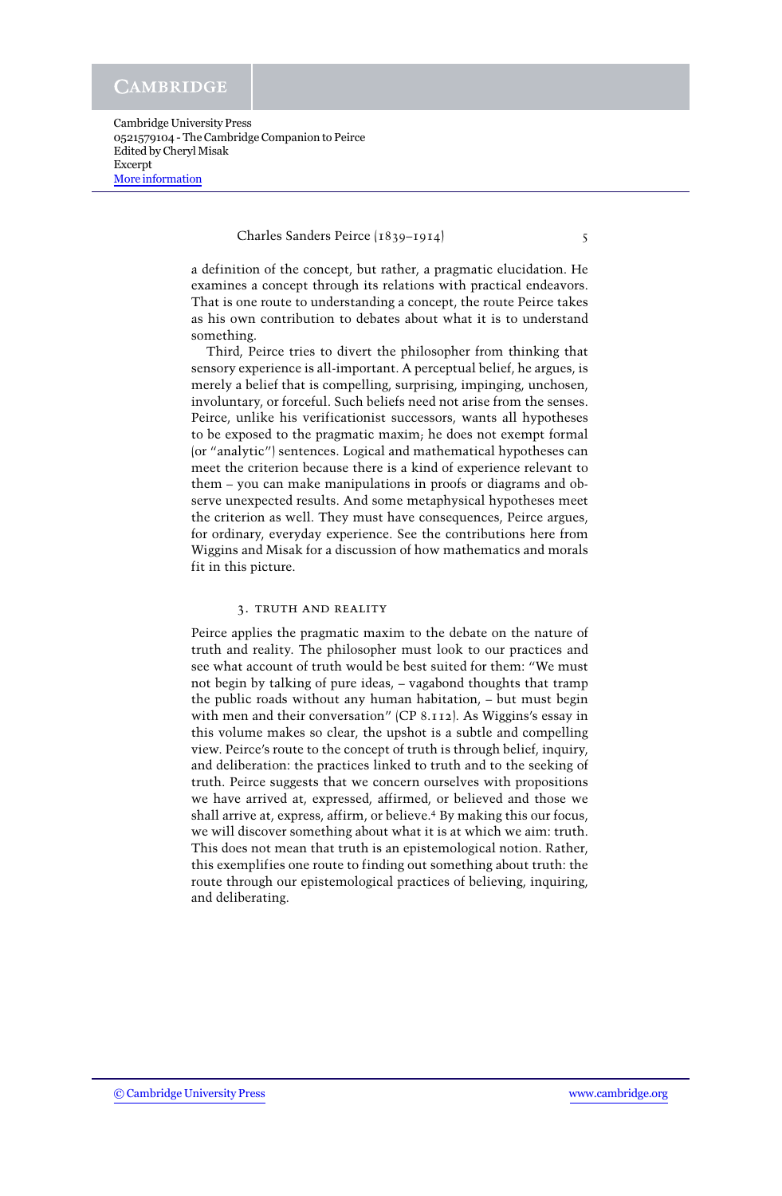a definition of the concept, but rather, a pragmatic elucidation. He examines a concept through its relations with practical endeavors. That is one route to understanding a concept, the route Peirce takes as his own contribution to debates about what it is to understand something.

Third, Peirce tries to divert the philosopher from thinking that sensory experience is all-important. A perceptual belief, he argues, is merely a belief that is compelling, surprising, impinging, unchosen, involuntary, or forceful. Such beliefs need not arise from the senses. Peirce, unlike his verificationist successors, wants all hypotheses to be exposed to the pragmatic maxim; he does not exempt formal (or "analytic") sentences. Logical and mathematical hypotheses can meet the criterion because there is a kind of experience relevant to them – you can make manipulations in proofs or diagrams and observe unexpected results. And some metaphysical hypotheses meet the criterion as well. They must have consequences, Peirce argues, for ordinary, everyday experience. See the contributions here from Wiggins and Misak for a discussion of how mathematics and morals fit in this picture.

## 3. TRUTH AND REALITY

Peirce applies the pragmatic maxim to the debate on the nature of truth and reality. The philosopher must look to our practices and see what account of truth would be best suited for them: "We must not begin by talking of pure ideas, – vagabond thoughts that tramp the public roads without any human habitation, – but must begin with men and their conversation" (CP 8.112). As Wiggins's essay in this volume makes so clear, the upshot is a subtle and compelling view. Peirce's route to the concept of truth is through belief, inquiry, and deliberation: the practices linked to truth and to the seeking of truth. Peirce suggests that we concern ourselves with propositions we have arrived at, expressed, affirmed, or believed and those we shall arrive at, express, affirm, or believe.[4] By making this our focus, we will discover something about what it is at which we aim: truth. This does not mean that truth is an epistemological notion. Rather, this exemplifies one route to finding out something about truth: the route through our epistemological practices of believing, inquiring, and deliberating.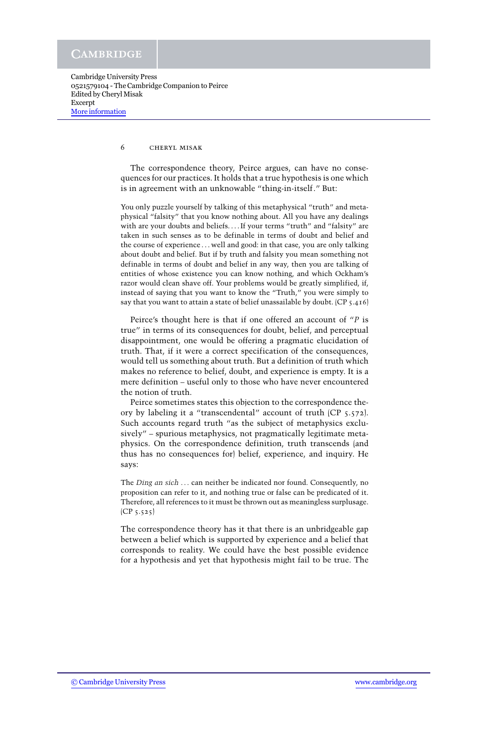The correspondence theory, Peirce argues, can have no consequences for our practices. It holds that a true hypothesis is one which is in agreement with an unknowable "thing-in-itself." But:

> You only puzzle yourself by talking of this metaphysical "truth" and metaphysical "falsity" that you know nothing about. All you have any dealings with are your doubts and beliefs. . . . If your terms "truth" and "falsity" are taken in such senses as to be definable in terms of doubt and belief and the course of experience . . . well and good: in that case, you are only talking about doubt and belief. But if by truth and falsity you mean something not definable in terms of doubt and belief in any way, then you are talking of entities of whose existence you can know nothing, and which Ockham's razor would clean shave off. Your problems would be greatly simplified, if, instead of saying that you want to know the "Truth," you were simply to say that you want to attain a state of belief unassailable by doubt. (CP 5.416)

Peirce's thought here is that if one offered an account of "*P* is true" in terms of its consequences for doubt, belief, and perceptual disappointment, one would be offering a pragmatic elucidation of truth. That, if it were a correct specification of the consequences, would tell us something about truth. But a definition of truth which makes no reference to belief, doubt, and experience is empty. It is a mere definition – useful only to those who have never encountered the notion of truth.

Peirce sometimes states this objection to the correspondence theory by labeling it a "transcendental" account of truth (CP 5.572). Such accounts regard truth "as the subject of metaphysics exclusively" – spurious metaphysics, not pragmatically legitimate metaphysics. On the correspondence definition, truth transcends (and thus has no consequences for) belief, experience, and inquiry. He says:

> The *Ding an sich* . . . can neither be indicated nor found. Consequently, no proposition can refer to it, and nothing true or false can be predicated of it. Therefore, all references to it must be thrown out as meaningless surplusage. (CP 5.525)

The correspondence theory has it that there is an unbridgeable gap between a belief which is supported by experience and a belief that corresponds to reality. We could have the best possible evidence for a hypothesis and yet that hypothesis might fail to be true. The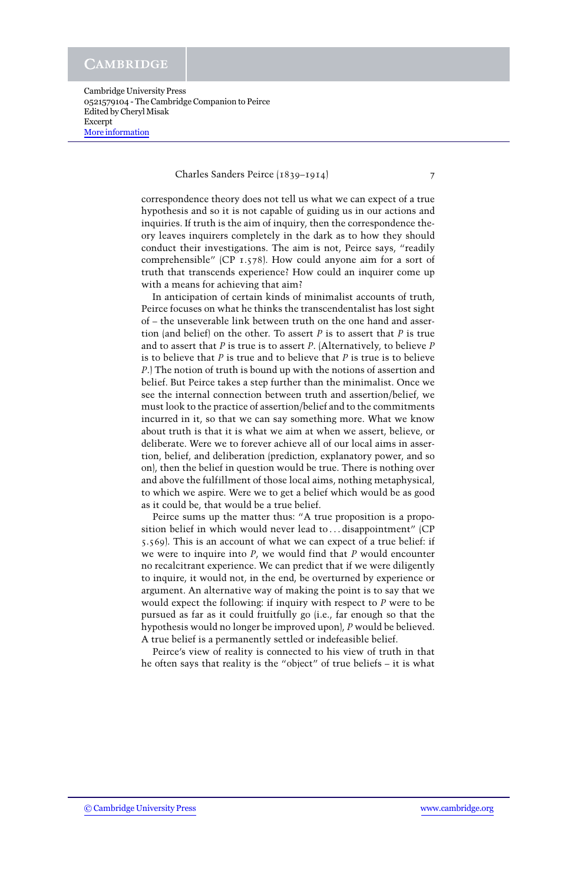correspondence theory does not tell us what we can expect of a true hypothesis and so it is not capable of guiding us in our actions and inquiries. If truth is the aim of inquiry, then the correspondence theory leaves inquirers completely in the dark as to how they should conduct their investigations. The aim is not, Peirce says, "readily comprehensible" (CP 1.578). How could anyone aim for a sort of truth that transcends experience? How could an inquirer come up with a means for achieving that aim?

In anticipation of certain kinds of minimalist accounts of truth, Peirce focuses on what he thinks the transcendentalist has lost sight of – the unseverable link between truth on the one hand and assertion (and belief) on the other. To assert *P* is to assert that *P* is true and to assert that *P* is true is to assert *P*. (Alternatively, to believe *P* is to believe that *P* is true and to believe that *P* is true is to believe *P*.) The notion of truth is bound up with the notions of assertion and belief. But Peirce takes a step further than the minimalist. Once we see the internal connection between truth and assertion/belief, we must look to the practice of assertion/belief and to the commitments incurred in it, so that we can say something more. What we know about truth is that it is what we aim at when we assert, believe, or deliberate. Were we to forever achieve all of our local aims in assertion, belief, and deliberation (prediction, explanatory power, and so on), then the belief in question would be true. There is nothing over and above the fulfillment of those local aims, nothing metaphysical, to which we aspire. Were we to get a belief which would be as good as it could be, that would be a true belief.

Peirce sums up the matter thus: "A true proposition is a proposition belief in which would never lead to . . . disappointment" (CP 5.569). This is an account of what we can expect of a true belief: if we were to inquire into *P*, we would find that *P* would encounter no recalcitrant experience. We can predict that if we were diligently to inquire, it would not, in the end, be overturned by experience or argument. An alternative way of making the point is to say that we would expect the following: if inquiry with respect to *P* were to be pursued as far as it could fruitfully go (i.e., far enough so that the hypothesis would no longer be improved upon), *P* would be believed. A true belief is a permanently settled or indefeasible belief.

Peirce's view of reality is connected to his view of truth in that he often says that reality is the "object" of true beliefs – it is what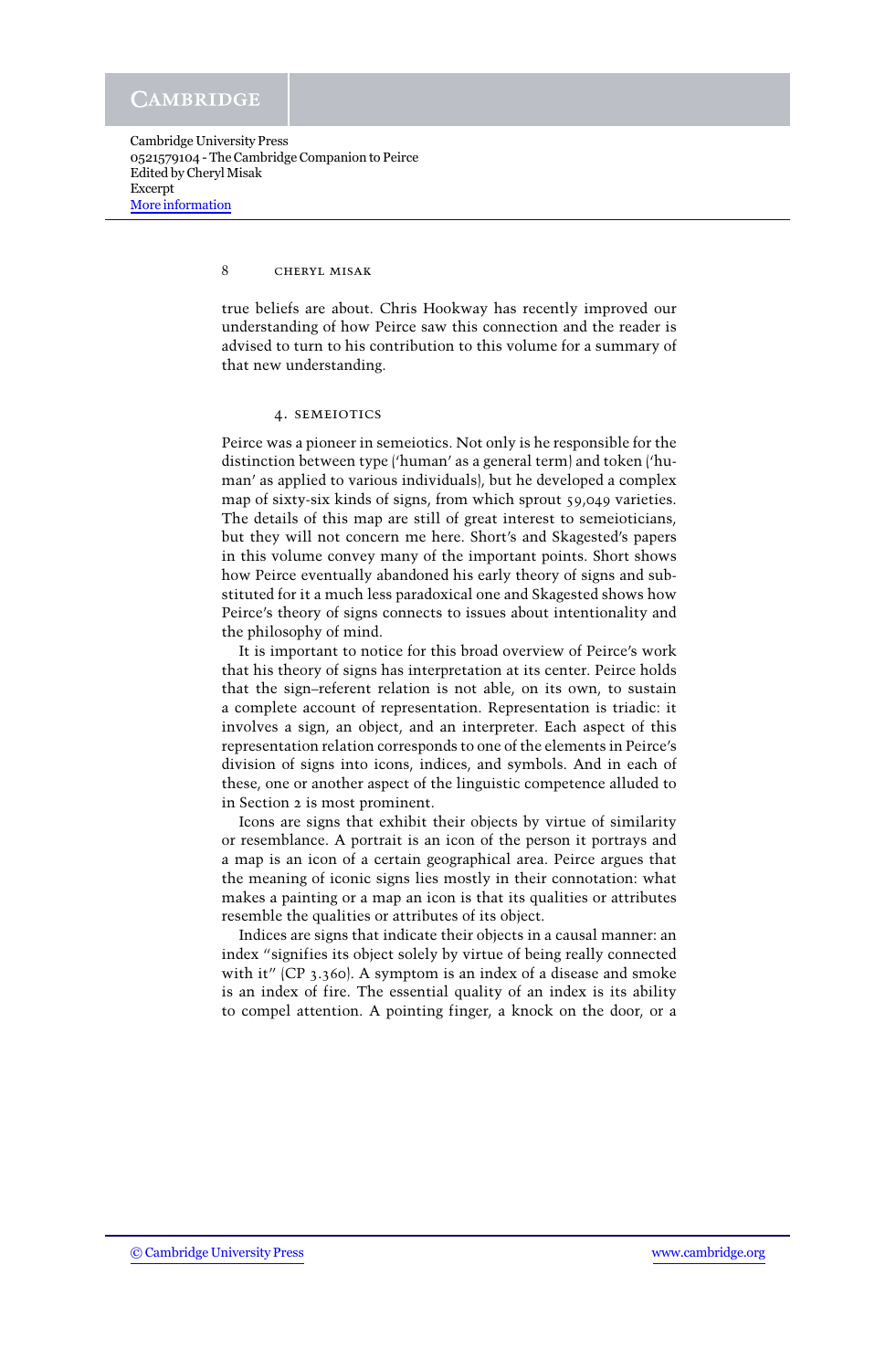true beliefs are about. Chris Hookway has recently improved our understanding of how Peirce saw this connection and the reader is advised to turn to his contribution to this volume for a summary of that new understanding.

## 4. SEMEIOTICS

Peirce was a pioneer in semeiotics. Not only is he responsible for the distinction between type ('human' as a general term) and token ('human' as applied to various individuals), but he developed a complex map of sixty-six kinds of signs, from which sprout 59,049 varieties. The details of this map are still of great interest to semeioticians, but they will not concern me here. Short's and Skagested's papers in this volume convey many of the important points. Short shows how Peirce eventually abandoned his early theory of signs and substituted for it a much less paradoxical one and Skagested shows how Peirce's theory of signs connects to issues about intentionality and the philosophy of mind.

It is important to notice for this broad overview of Peirce's work that his theory of signs has interpretation at its center. Peirce holds that the sign–referent relation is not able, on its own, to sustain a complete account of representation. Representation is triadic: it involves a sign, an object, and an interpreter. Each aspect of this representation relation corresponds to one of the elements in Peirce's division of signs into icons, indices, and symbols. And in each of these, one or another aspect of the linguistic competence alluded to in Section 2 is most prominent.

Icons are signs that exhibit their objects by virtue of similarity or resemblance. A portrait is an icon of the person it portrays and a map is an icon of a certain geographical area. Peirce argues that the meaning of iconic signs lies mostly in their connotation: what makes a painting or a map an icon is that its qualities or attributes resemble the qualities or attributes of its object.

Indices are signs that indicate their objects in a causal manner: an index "signifies its object solely by virtue of being really connected with it" (CP 3.360). A symptom is an index of a disease and smoke is an index of fire. The essential quality of an index is its ability to compel attention. A pointing finger, a knock on the door, or a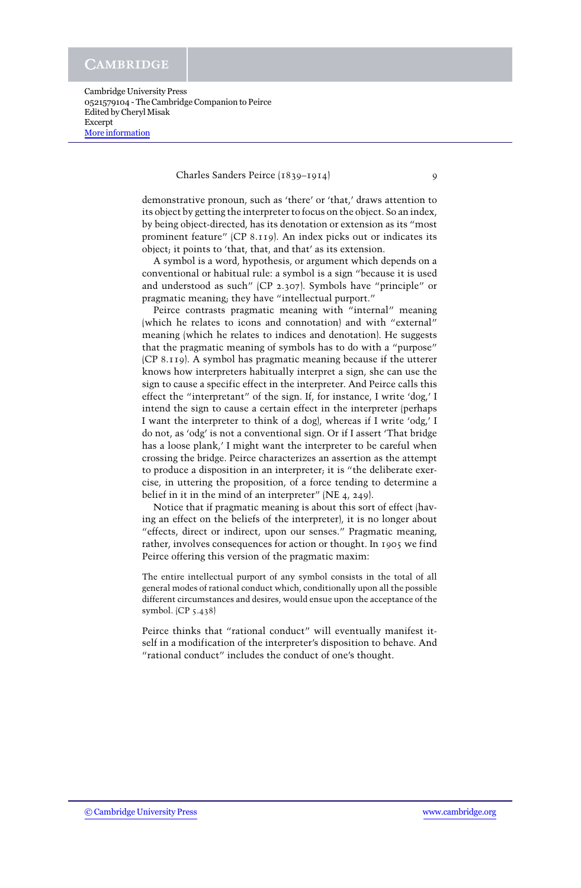demonstrative pronoun, such as 'there' or 'that,' draws attention to its object by getting the interpreter to focus on the object. So an index, by being object-directed, has its denotation or extension as its "most prominent feature" (CP 8.119). An index picks out or indicates its object; it points to 'that, that, and that' as its extension.

A symbol is a word, hypothesis, or argument which depends on a conventional or habitual rule: a symbol is a sign "because it is used and understood as such" (CP 2.307). Symbols have "principle" or pragmatic meaning; they have "intellectual purport."

Peirce contrasts pragmatic meaning with "internal" meaning (which he relates to icons and connotation) and with "external" meaning (which he relates to indices and denotation). He suggests that the pragmatic meaning of symbols has to do with a "purpose" (CP 8.119). A symbol has pragmatic meaning because if the utterer knows how interpreters habitually interpret a sign, she can use the sign to cause a specific effect in the interpreter. And Peirce calls this effect the "interpretant" of the sign. If, for instance, I write 'dog,' I intend the sign to cause a certain effect in the interpreter (perhaps I want the interpreter to think of a dog), whereas if I write 'odg,' I do not, as 'odg' is not a conventional sign. Or if I assert 'That bridge has a loose plank,' I might want the interpreter to be careful when crossing the bridge. Peirce characterizes an assertion as the attempt to produce a disposition in an interpreter; it is "the deliberate exercise, in uttering the proposition, of a force tending to determine a belief in it in the mind of an interpreter" (NE 4, 249).

Notice that if pragmatic meaning is about this sort of effect (having an effect on the beliefs of the interpreter), it is no longer about "effects, direct or indirect, upon our senses." Pragmatic meaning, rather, involves consequences for action or thought. In 1905 we find Peirce offering this version of the pragmatic maxim:

> The entire intellectual purport of any symbol consists in the total of all general modes of rational conduct which, conditionally upon all the possible different circumstances and desires, would ensue upon the acceptance of the symbol. (CP 5.438)

Peirce thinks that "rational conduct" will eventually manifest itself in a modification of the interpreter's disposition to behave. And "rational conduct" includes the conduct of one's thought.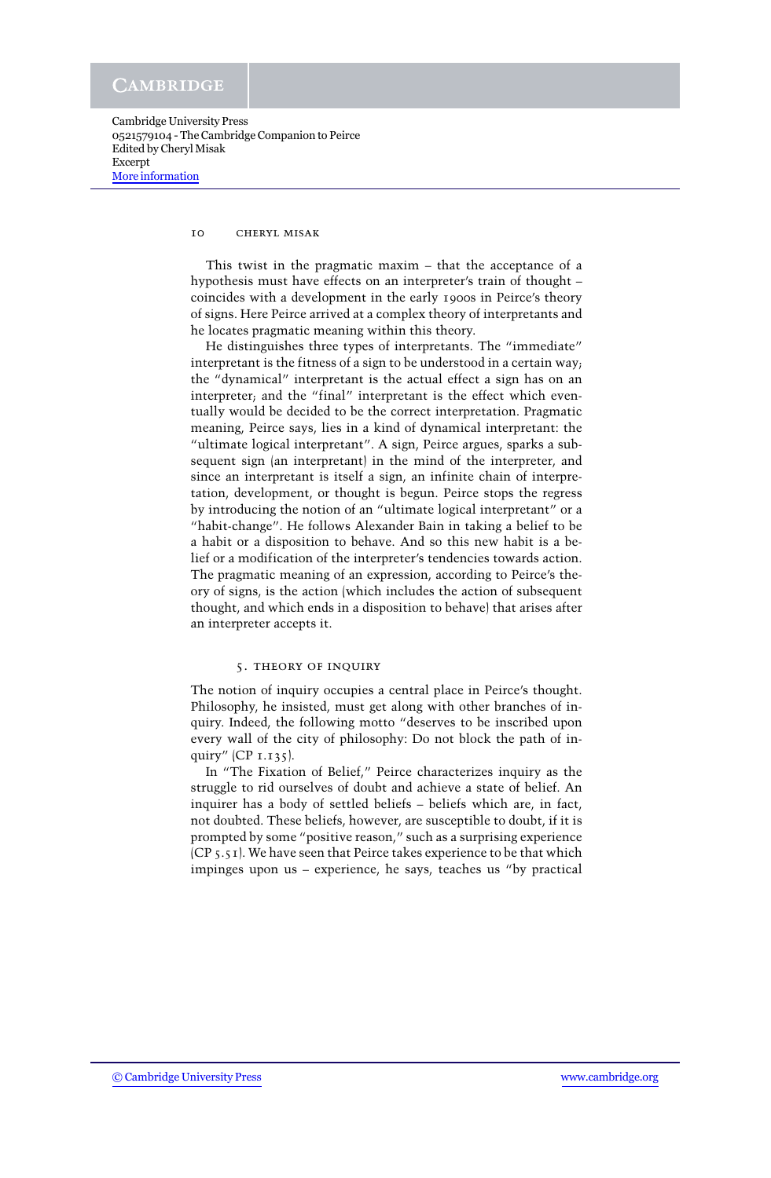This twist in the pragmatic maxim – that the acceptance of a hypothesis must have effects on an interpreter's train of thought – coincides with a development in the early 1900s in Peirce's theory of signs. Here Peirce arrived at a complex theory of interpretants and he locates pragmatic meaning within this theory.

He distinguishes three types of interpretants. The "immediate" interpretant is the fitness of a sign to be understood in a certain way; the "dynamical" interpretant is the actual effect a sign has on an interpreter; and the "final" interpretant is the effect which eventually would be decided to be the correct interpretation. Pragmatic meaning, Peirce says, lies in a kind of dynamical interpretant: the "ultimate logical interpretant". A sign, Peirce argues, sparks a subsequent sign (an interpretant) in the mind of the interpreter, and since an interpretant is itself a sign, an infinite chain of interpretation, development, or thought is begun. Peirce stops the regress by introducing the notion of an "ultimate logical interpretant" or a "habit-change". He follows Alexander Bain in taking a belief to be a habit or a disposition to behave. And so this new habit is a belief or a modification of the interpreter's tendencies towards action. The pragmatic meaning of an expression, according to Peirce's theory of signs, is the action (which includes the action of subsequent thought, and which ends in a disposition to behave) that arises after an interpreter accepts it.

## 5. Theory of Inquiry

The notion of inquiry occupies a central place in Peirce's thought. Philosophy, he insisted, must get along with other branches of inquiry. Indeed, the following motto "deserves to be inscribed upon every wall of the city of philosophy: Do not block the path of inquiry" (CP 1.135).

In "The Fixation of Belief," Peirce characterizes inquiry as the struggle to rid ourselves of doubt and achieve a state of belief. An inquirer has a body of settled beliefs – beliefs which are, in fact, not doubted. These beliefs, however, are susceptible to doubt, if it is prompted by some "positive reason," such as a surprising experience (CP 5.51). We have seen that Peirce takes experience to be that which impinges upon us – experience, he says, teaches us "by practical